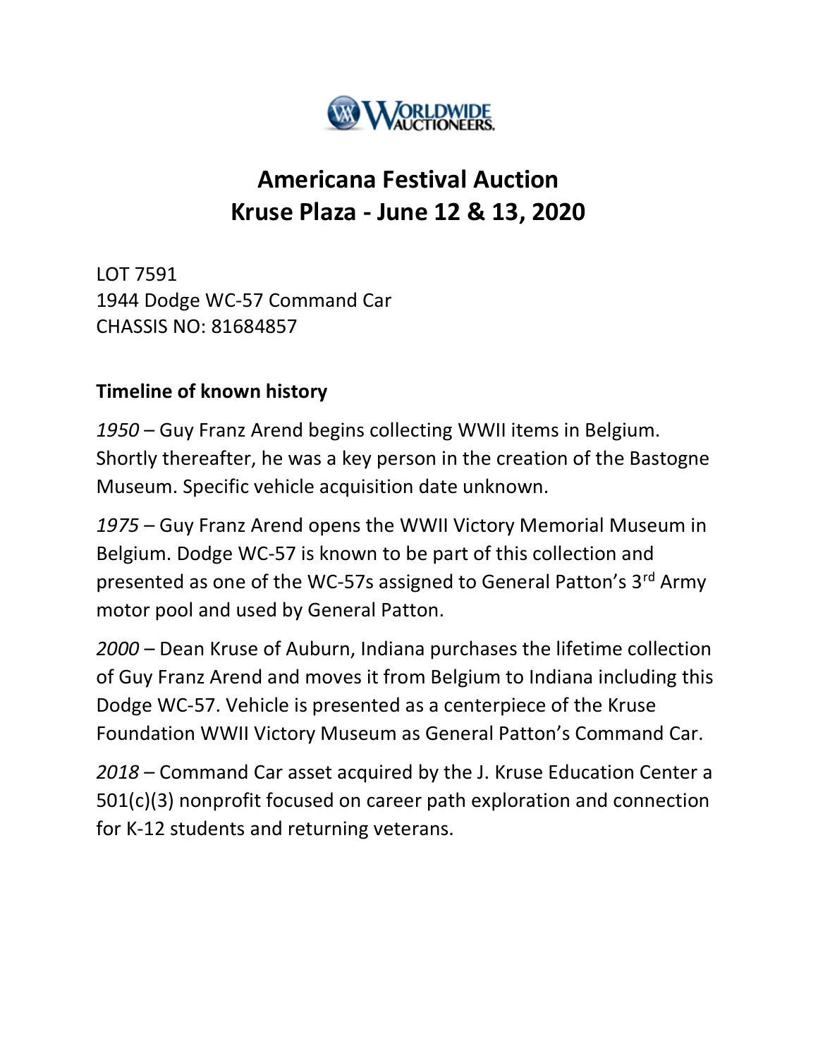# Americana Festival Auction
# Kruse Plaza - June 12 & 13, 2020

LOT 7591
1944 Dodge WC-57 Command Car
CHASSIS NO: 81684857

**Timeline of known history**

*1950* – Guy Franz Arend begins collecting WWII items in Belgium. Shortly thereafter, he was a key person in the creation of the Bastogne Museum. Specific vehicle acquisition date unknown.

*1975* – Guy Franz Arend opens the WWII Victory Memorial Museum in Belgium. Dodge WC-57 is known to be part of this collection and presented as one of the WC-57s assigned to General Patton's 3rd Army motor pool and used by General Patton.

*2000* – Dean Kruse of Auburn, Indiana purchases the lifetime collection of Guy Franz Arend and moves it from Belgium to Indiana including this Dodge WC-57. Vehicle is presented as a centerpiece of the Kruse Foundation WWII Victory Museum as General Patton's Command Car.

*2018* – Command Car asset acquired by the J. Kruse Education Center a 501(c)(3) nonprofit focused on career path exploration and connection for K-12 students and returning veterans.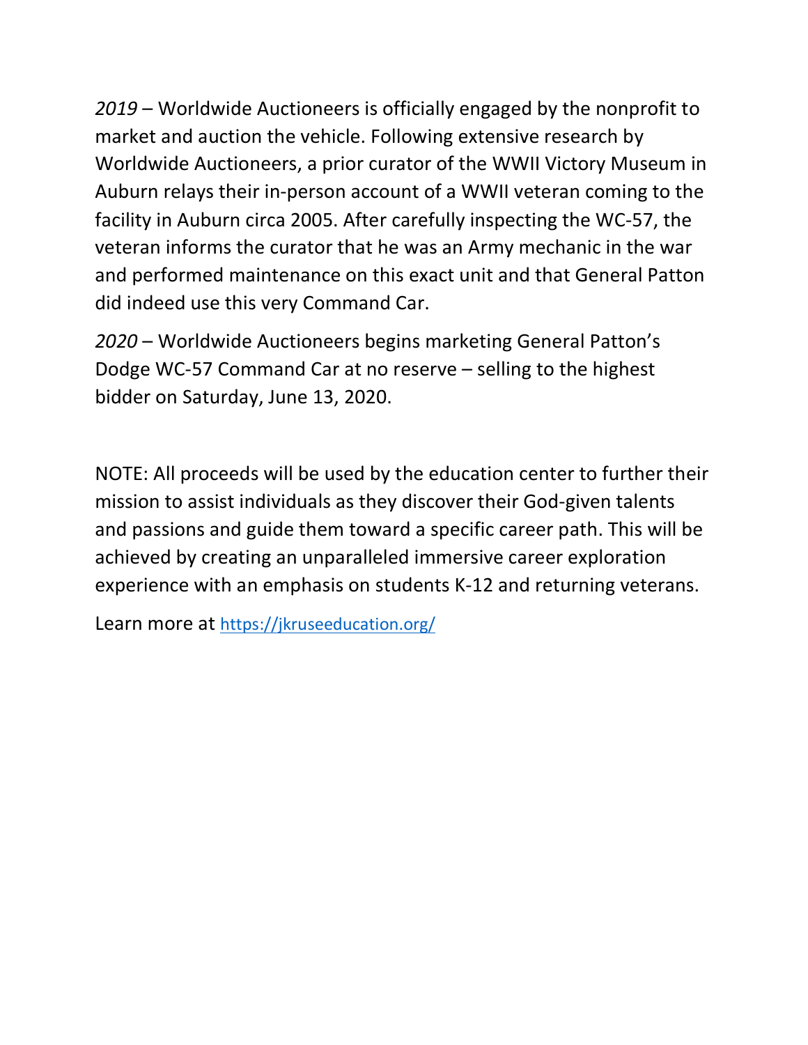*2019* – Worldwide Auctioneers is officially engaged by the nonprofit to market and auction the vehicle. Following extensive research by Worldwide Auctioneers, a prior curator of the WWII Victory Museum in Auburn relays their in-person account of a WWII veteran coming to the facility in Auburn circa 2005. After carefully inspecting the WC-57, the veteran informs the curator that he was an Army mechanic in the war and performed maintenance on this exact unit and that General Patton did indeed use this very Command Car.

*2020* – Worldwide Auctioneers begins marketing General Patton's Dodge WC-57 Command Car at no reserve – selling to the highest bidder on Saturday, June 13, 2020.

NOTE: All proceeds will be used by the education center to further their mission to assist individuals as they discover their God-given talents and passions and guide them toward a specific career path. This will be achieved by creating an unparalleled immersive career exploration experience with an emphasis on students K-12 and returning veterans.

Learn more at [https://jkruseeducation.org/](https://jkruseeducation.org/)